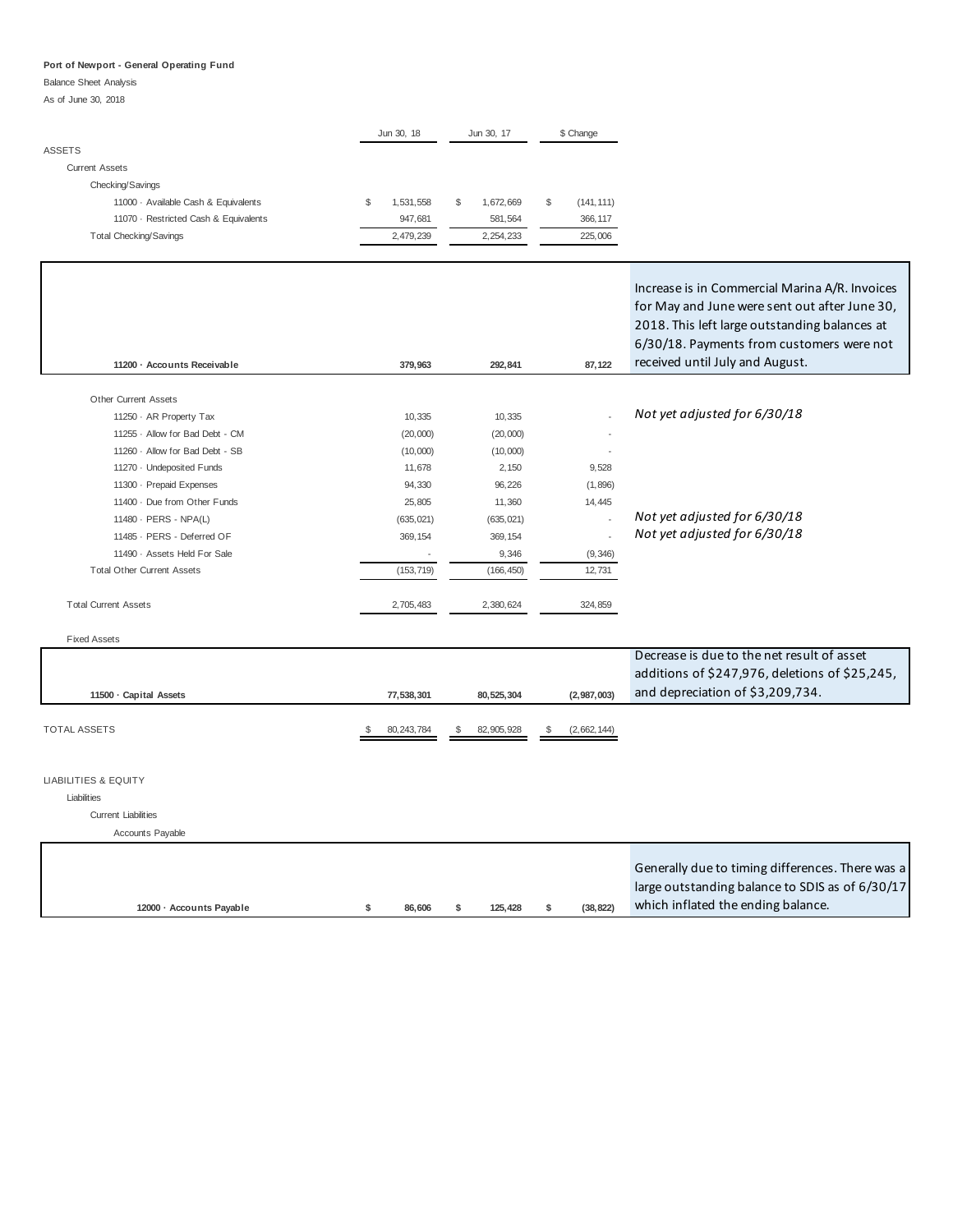**Port of Newport - General Operating Fund**

Balance Sheet Analysis

As of June 30, 2018

| | Jun 30, 18 | Jun 30, 17 | $ Change | |
|---|---|---|---|---|
| ASSETS | | | | |
| Current Assets | | | | |
| Checking/Savings | | | | |
| 11000 · Available Cash & Equivalents | $ 1,531,558 | $ 1,672,669 | $ (141,111) | |
| 11070 · Restricted Cash & Equivalents | 947,681 | 581,564 | 366,117 | |
| Total Checking/Savings | 2,479,239 | 2,254,233 | 225,006 | |
| **11200 · Accounts Receivable** | **379,963** | **292,841** | **87,122** | Increase is in Commercial Marina A/R. Invoices for May and June were sent out after June 30, 2018. This left large outstanding balances at 6/30/18. Payments from customers were not received until July and August. |
| Other Current Assets | | | | |
| 11250 · AR Property Tax | 10,335 | 10,335 | - | *Not yet adjusted for 6/30/18* |
| 11255 · Allow for Bad Debt - CM | (20,000) | (20,000) | - | |
| 11260 · Allow for Bad Debt - SB | (10,000) | (10,000) | - | |
| 11270 · Undeposited Funds | 11,678 | 2,150 | 9,528 | |
| 11300 · Prepaid Expenses | 94,330 | 96,226 | (1,896) | |
| 11400 · Due from Other Funds | 25,805 | 11,360 | 14,445 | |
| 11480 · PERS - NPA(L) | (635,021) | (635,021) | - | *Not yet adjusted for 6/30/18* |
| 11485 · PERS - Deferred OF | 369,154 | 369,154 | - | *Not yet adjusted for 6/30/18* |
| 11490 · Assets Held For Sale | - | 9,346 | (9,346) | |
| Total Other Current Assets | (153,719) | (166,450) | 12,731 | |
| Total Current Assets | 2,705,483 | 2,380,624 | 324,859 | |
| Fixed Assets | | | | |
| **11500 · Capital Assets** | **77,538,301** | **80,525,304** | **(2,987,003)** | Decrease is due to the net result of asset additions of $247,976, deletions of $25,245, and depreciation of $3,209,734. |
| TOTAL ASSETS | $ 80,243,784 | $ 82,905,928 | $ (2,662,144) | |
| LIABILITIES & EQUITY | | | | |
| Liabilities | | | | |
| Current Liabilities | | | | |
| Accounts Payable | | | | |
| **12000 · Accounts Payable** | **$ 86,606** | **$ 125,428** | **$ (38,822)** | Generally due to timing differences. There was a large outstanding balance to SDIS as of 6/30/17 which inflated the ending balance. |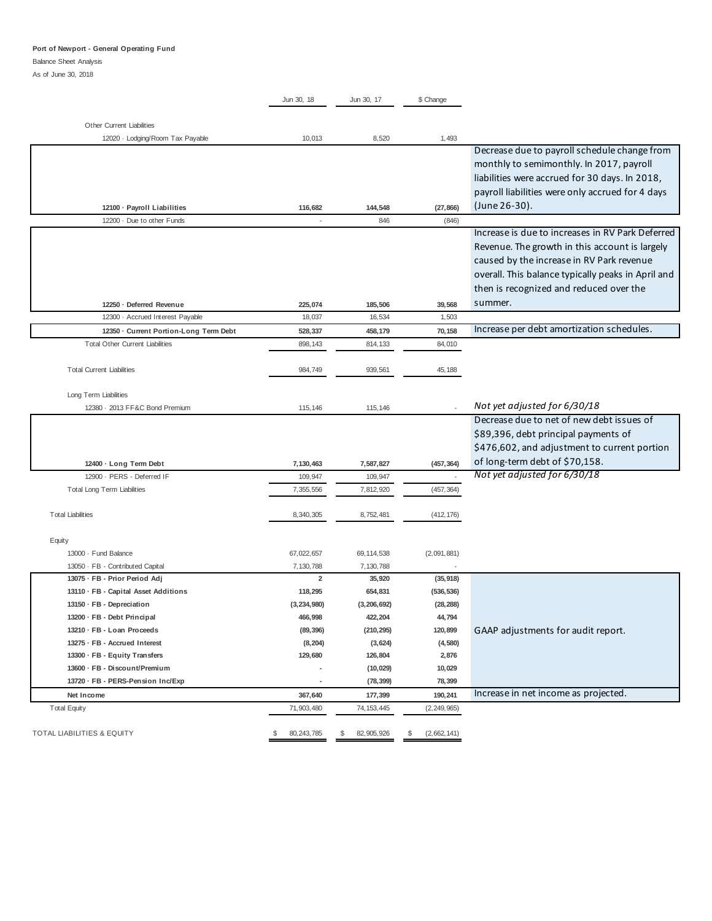**Port of Newport - General Operating Fund**

Balance Sheet Analysis

As of June 30, 2018

| | Jun 30, 18 | Jun 30, 17 | $ Change | |
|---|---|---|---|---|
| Other Current Liabilities | | | | |
| 12020 · Lodging/Room Tax Payable | 10,013 | 8,520 | 1,493 | |
| **12100 · Payroll Liabilities** | **116,682** | **144,548** | **(27,866)** | Decrease due to payroll schedule change from monthly to semimonthly. In 2017, payroll liabilities were accrued for 30 days. In 2018, payroll liabilities were only accrued for 4 days (June 26-30). |
| 12200 · Due to other Funds | - | 846 | (846) | |
| **12250 · Deferred Revenue** | **225,074** | **185,506** | **39,568** | Increase is due to increases in RV Park Deferred Revenue. The growth in this account is largely caused by the increase in RV Park revenue overall. This balance typically peaks in April and then is recognized and reduced over the summer. |
| 12300 · Accrued Interest Payable | 18,037 | 16,534 | 1,503 | |
| **12350 · Current Portion-Long Term Debt** | **528,337** | **458,179** | **70,158** | Increase per debt amortization schedules. |
| Total Other Current Liabilities | 898,143 | 814,133 | 84,010 | |
| Total Current Liabilities | 984,749 | 939,561 | 45,188 | |
| Long Term Liabilities | | | | |
| 12380 · 2013 FF&C Bond Premium | 115,146 | 115,146 | - | *Not yet adjusted for 6/30/18* |
| **12400 · Long Term Debt** | **7,130,463** | **7,587,827** | **(457,364)** | Decrease due to net of new debt issues of $89,396, debt principal payments of $476,602, and adjustment to current portion of long-term debt of $70,158. |
| 12900 · PERS - Deferred IF | 109,947 | 109,947 | - | *Not yet adjusted for 6/30/18* |
| Total Long Term Liabilities | 7,355,556 | 7,812,920 | (457,364) | |
| Total Liabilities | 8,340,305 | 8,752,481 | (412,176) | |
| Equity | | | | |
| 13000 · Fund Balance | 67,022,657 | 69,114,538 | (2,091,881) | |
| 13050 · FB - Contributed Capital | 7,130,788 | 7,130,788 | - | |
| **13075 · FB - Prior Period Adj** | **2** | **35,920** | **(35,918)** | GAAP adjustments for audit report. |
| **13110 · FB - Capital Asset Additions** | **118,295** | **654,831** | **(536,536)** | |
| **13150 · FB - Depreciation** | **(3,234,980)** | **(3,206,692)** | **(28,288)** | |
| **13200 · FB - Debt Principal** | **466,998** | **422,204** | **44,794** | |
| **13210 · FB - Loan Proceeds** | **(89,396)** | **(210,295)** | **120,899** | |
| **13275 · FB - Accrued Interest** | **(8,204)** | **(3,624)** | **(4,580)** | |
| **13300 · FB - Equity Transfers** | **129,680** | **126,804** | **2,876** | |
| **13600 · FB - Discount/Premium** | **-** | **(10,029)** | **10,029** | |
| **13720 · FB - PERS-Pension Inc/Exp** | **-** | **(78,399)** | **78,399** | |
| **Net Income** | **367,640** | **177,399** | **190,241** | Increase in net income as projected. |
| Total Equity | 71,903,480 | 74,153,445 | (2,249,965) | |
| TOTAL LIABILITIES & EQUITY | $ 80,243,785 | $ 82,905,926 | $ (2,662,141) | |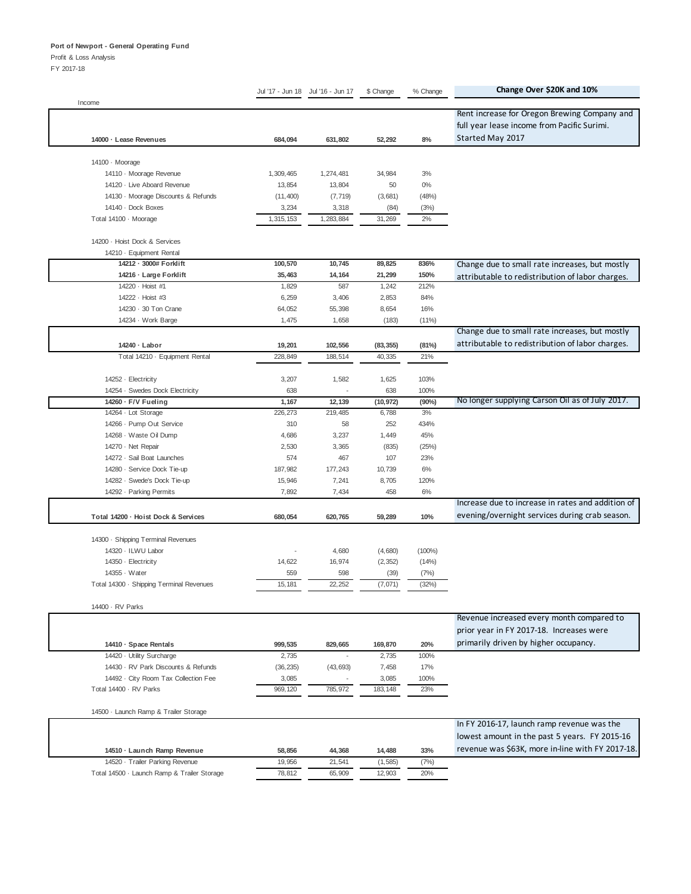**Port of Newport - General Operating Fund**

Profit & Loss Analysis

FY 2017-18

| | Jul '17 - Jun 18 | Jul '16 - Jun 17 | $ Change | % Change | Change Over $20K and 10% |
|---|---|---|---|---|---|
| Income | | | | | |
| **14000 · Lease Revenues** | **684,094** | **631,802** | **52,292** | **8%** | Rent increase for Oregon Brewing Company and full year lease income from Pacific Surimi. Started May 2017 |
| 14100 · Moorage | | | | | |
| 14110 · Moorage Revenue | 1,309,465 | 1,274,481 | 34,984 | 3% | |
| 14120 · Live Aboard Revenue | 13,854 | 13,804 | 50 | 0% | |
| 14130 · Moorage Discounts & Refunds | (11,400) | (7,719) | (3,681) | (48%) | |
| 14140 · Dock Boxes | 3,234 | 3,318 | (84) | (3%) | |
| Total 14100 · Moorage | 1,315,153 | 1,283,884 | 31,269 | 2% | |
| 14200 · Hoist Dock & Services | | | | | |
| 14210 · Equipment Rental | | | | | |
| **14212 · 3000# Forklift** | **100,570** | **10,745** | **89,825** | **836%** | Change due to small rate increases, but mostly attributable to redistribution of labor charges. |
| **14216 · Large Forklift** | **35,463** | **14,164** | **21,299** | **150%** | |
| 14220 · Hoist #1 | 1,829 | 587 | 1,242 | 212% | |
| 14222 · Hoist #3 | 6,259 | 3,406 | 2,853 | 84% | |
| 14230 · 30 Ton Crane | 64,052 | 55,398 | 8,654 | 16% | |
| 14234 · Work Barge | 1,475 | 1,658 | (183) | (11%) | |
| **14240 · Labor** | **19,201** | **102,556** | **(83,355)** | **(81%)** | Change due to small rate increases, but mostly attributable to redistribution of labor charges. |
| Total 14210 · Equipment Rental | 228,849 | 188,514 | 40,335 | 21% | |
| 14252 · Electricity | 3,207 | 1,582 | 1,625 | 103% | |
| 14254 · Swedes Dock Electricity | 638 | - | 638 | 100% | |
| **14260 · F/V Fueling** | **1,167** | **12,139** | **(10,972)** | **(90%)** | No longer supplying Carson Oil as of July 2017. |
| 14264 · Lot Storage | 226,273 | 219,485 | 6,788 | 3% | |
| 14266 · Pump Out Service | 310 | 58 | 252 | 434% | |
| 14268 · Waste Oil Dump | 4,686 | 3,237 | 1,449 | 45% | |
| 14270 · Net Repair | 2,530 | 3,365 | (835) | (25%) | |
| 14272 · Sail Boat Launches | 574 | 467 | 107 | 23% | |
| 14280 · Service Dock Tie-up | 187,982 | 177,243 | 10,739 | 6% | |
| 14282 · Swede's Dock Tie-up | 15,946 | 7,241 | 8,705 | 120% | |
| 14292 · Parking Permits | 7,892 | 7,434 | 458 | 6% | |
| **Total 14200 · Hoist Dock & Services** | **680,054** | **620,765** | **59,289** | **10%** | Increase due to increase in rates and addition of evening/overnight services during crab season. |
| 14300 · Shipping Terminal Revenues | | | | | |
| 14320 · ILWU Labor | - | 4,680 | (4,680) | (100%) | |
| 14350 · Electricity | 14,622 | 16,974 | (2,352) | (14%) | |
| 14355 · Water | 559 | 598 | (39) | (7%) | |
| Total 14300 · Shipping Terminal Revenues | 15,181 | 22,252 | (7,071) | (32%) | |
| 14400 · RV Parks | | | | | |
| **14410 · Space Rentals** | **999,535** | **829,665** | **169,870** | **20%** | Revenue increased every month compared to prior year in FY 2017-18. Increases were primarily driven by higher occupancy. |
| 14420 · Utility Surcharge | 2,735 | - | 2,735 | 100% | |
| 14430 · RV Park Discounts & Refunds | (36,235) | (43,693) | 7,458 | 17% | |
| 14492 · City Room Tax Collection Fee | 3,085 | - | 3,085 | 100% | |
| Total 14400 · RV Parks | 969,120 | 785,972 | 183,148 | 23% | |
| 14500 · Launch Ramp & Trailer Storage | | | | | |
| **14510 · Launch Ramp Revenue** | **58,856** | **44,368** | **14,488** | **33%** | In FY 2016-17, launch ramp revenue was the lowest amount in the past 5 years. FY 2015-16 revenue was $63K, more in-line with FY 2017-18. |
| 14520 · Trailer Parking Revenue | 19,956 | 21,541 | (1,585) | (7%) | |
| Total 14500 · Launch Ramp & Trailer Storage | 78,812 | 65,909 | 12,903 | 20% | |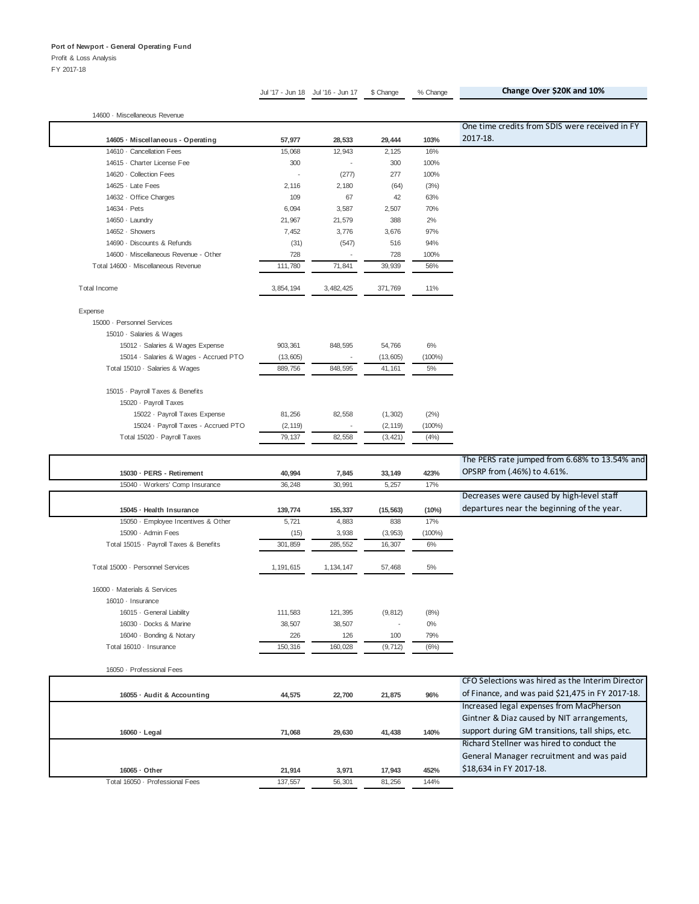**Port of Newport - General Operating Fund**

Profit & Loss Analysis

FY 2017-18

| | Jul '17 - Jun 18 | Jul '16 - Jun 17 | $ Change | % Change | Change Over $20K and 10% |
|---|---|---|---|---|---|
| 14600 · Miscellaneous Revenue | | | | | |
| **14605 · Miscellaneous - Operating** | **57,977** | **28,533** | **29,444** | **103%** | One time credits from SDIS were received in FY 2017-18. |
| 14610 · Cancellation Fees | 15,068 | 12,943 | 2,125 | 16% | |
| 14615 · Charter License Fee | 300 | - | 300 | 100% | |
| 14620 · Collection Fees | - | (277) | 277 | 100% | |
| 14625 · Late Fees | 2,116 | 2,180 | (64) | (3%) | |
| 14632 · Office Charges | 109 | 67 | 42 | 63% | |
| 14634 · Pets | 6,094 | 3,587 | 2,507 | 70% | |
| 14650 · Laundry | 21,967 | 21,579 | 388 | 2% | |
| 14652 · Showers | 7,452 | 3,776 | 3,676 | 97% | |
| 14690 · Discounts & Refunds | (31) | (547) | 516 | 94% | |
| 14600 · Miscellaneous Revenue - Other | 728 | - | 728 | 100% | |
| Total 14600 · Miscellaneous Revenue | 111,780 | 71,841 | 39,939 | 56% | |
| Total Income | 3,854,194 | 3,482,425 | 371,769 | 11% | |
| Expense | | | | | |
| 15000 · Personnel Services | | | | | |
| 15010 · Salaries & Wages | | | | | |
| 15012 · Salaries & Wages Expense | 903,361 | 848,595 | 54,766 | 6% | |
| 15014 · Salaries & Wages - Accrued PTO | (13,605) | - | (13,605) | (100%) | |
| Total 15010 · Salaries & Wages | 889,756 | 848,595 | 41,161 | 5% | |
| 15015 · Payroll Taxes & Benefits | | | | | |
| 15020 · Payroll Taxes | | | | | |
| 15022 · Payroll Taxes Expense | 81,256 | 82,558 | (1,302) | (2%) | |
| 15024 · Payroll Taxes - Accrued PTO | (2,119) | - | (2,119) | (100%) | |
| Total 15020 · Payroll Taxes | 79,137 | 82,558 | (3,421) | (4%) | |
| **15030 · PERS - Retirement** | **40,994** | **7,845** | **33,149** | **423%** | The PERS rate jumped from 6.68% to 13.54% and OPSRP from (.46%) to 4.61%. |
| 15040 · Workers' Comp Insurance | 36,248 | 30,991 | 5,257 | 17% | |
| **15045 · Health Insurance** | **139,774** | **155,337** | **(15,563)** | **(10%)** | Decreases were caused by high-level staff departures near the beginning of the year. |
| 15050 · Employee Incentives & Other | 5,721 | 4,883 | 838 | 17% | |
| 15090 · Admin Fees | (15) | 3,938 | (3,953) | (100%) | |
| Total 15015 · Payroll Taxes & Benefits | 301,859 | 285,552 | 16,307 | 6% | |
| Total 15000 · Personnel Services | 1,191,615 | 1,134,147 | 57,468 | 5% | |
| 16000 · Materials & Services | | | | | |
| 16010 · Insurance | | | | | |
| 16015 · General Liability | 111,583 | 121,395 | (9,812) | (8%) | |
| 16030 · Docks & Marine | 38,507 | 38,507 | - | 0% | |
| 16040 · Bonding & Notary | 226 | 126 | 100 | 79% | |
| Total 16010 · Insurance | 150,316 | 160,028 | (9,712) | (6%) | |
| 16050 · Professional Fees | | | | | |
| **16055 · Audit & Accounting** | **44,575** | **22,700** | **21,875** | **96%** | CFO Selections was hired as the Interim Director of Finance, and was paid $21,475 in FY 2017-18. |
| **16060 · Legal** | **71,068** | **29,630** | **41,438** | **140%** | Increased legal expenses from MacPherson Gintner & Diaz caused by NIT arrangements, support during GM transitions, tall ships, etc. |
| **16065 · Other** | **21,914** | **3,971** | **17,943** | **452%** | Richard Stellner was hired to conduct the General Manager recruitment and was paid $18,634 in FY 2017-18. |
| Total 16050 · Professional Fees | 137,557 | 56,301 | 81,256 | 144% | |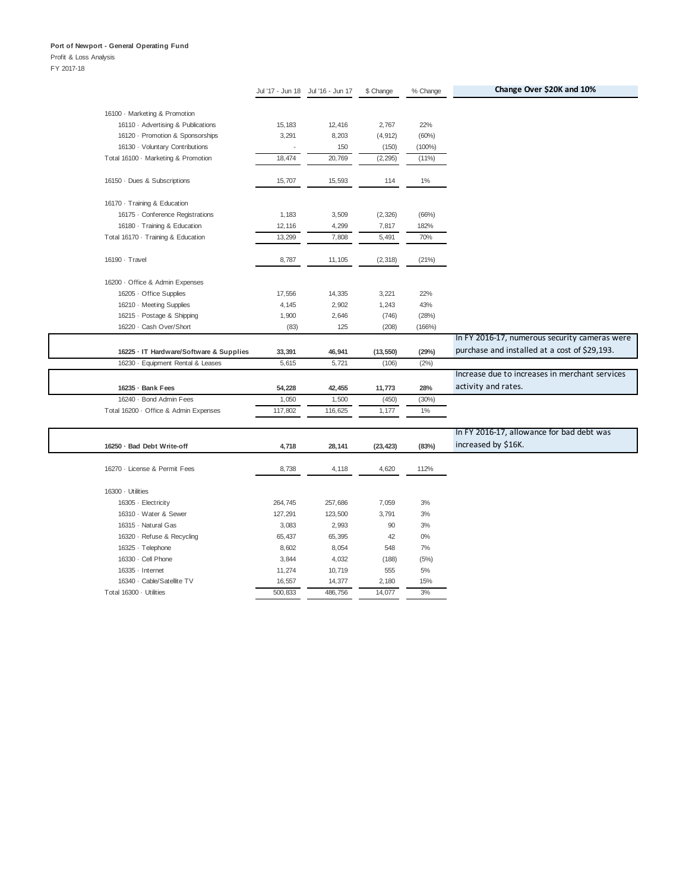**Port of Newport - General Operating Fund**

Profit & Loss Analysis

FY 2017-18

| | Jul '17 - Jun 18 | Jul '16 - Jun 17 | $ Change | % Change | Change Over $20K and 10% |
|---|---|---|---|---|---|
| 16100 · Marketing & Promotion | | | | | |
| 16110 · Advertising & Publications | 15,183 | 12,416 | 2,767 | 22% | |
| 16120 · Promotion & Sponsorships | 3,291 | 8,203 | (4,912) | (60%) | |
| 16130 · Voluntary Contributions | - | 150 | (150) | (100%) | |
| Total 16100 · Marketing & Promotion | 18,474 | 20,769 | (2,295) | (11%) | |
| 16150 · Dues & Subscriptions | 15,707 | 15,593 | 114 | 1% | |
| 16170 · Training & Education | | | | | |
| 16175 · Conference Registrations | 1,183 | 3,509 | (2,326) | (66%) | |
| 16180 · Training & Education | 12,116 | 4,299 | 7,817 | 182% | |
| Total 16170 · Training & Education | 13,299 | 7,808 | 5,491 | 70% | |
| 16190 · Travel | 8,787 | 11,105 | (2,318) | (21%) | |
| 16200 · Office & Admin Expenses | | | | | |
| 16205 · Office Supplies | 17,556 | 14,335 | 3,221 | 22% | |
| 16210 · Meeting Supplies | 4,145 | 2,902 | 1,243 | 43% | |
| 16215 · Postage & Shipping | 1,900 | 2,646 | (746) | (28%) | |
| 16220 · Cash Over/Short | (83) | 125 | (208) | (166%) | |
| **16225 · IT Hardware/Software & Supplies** | **33,391** | **46,941** | **(13,550)** | **(29%)** | In FY 2016-17, numerous security cameras were purchase and installed at a cost of $29,193. |
| 16230 · Equipment Rental & Leases | 5,615 | 5,721 | (106) | (2%) | |
| **16235 · Bank Fees** | **54,228** | **42,455** | **11,773** | **28%** | Increase due to increases in merchant services activity and rates. |
| 16240 · Bond Admin Fees | 1,050 | 1,500 | (450) | (30%) | |
| Total 16200 · Office & Admin Expenses | 117,802 | 116,625 | 1,177 | 1% | |
| **16250 · Bad Debt Write-off** | **4,718** | **28,141** | **(23,423)** | **(83%)** | In FY 2016-17, allowance for bad debt was increased by $16K. |
| 16270 · License & Permit Fees | 8,738 | 4,118 | 4,620 | 112% | |
| 16300 · Utilities | | | | | |
| 16305 · Electricity | 264,745 | 257,686 | 7,059 | 3% | |
| 16310 · Water & Sewer | 127,291 | 123,500 | 3,791 | 3% | |
| 16315 · Natural Gas | 3,083 | 2,993 | 90 | 3% | |
| 16320 · Refuse & Recycling | 65,437 | 65,395 | 42 | 0% | |
| 16325 · Telephone | 8,602 | 8,054 | 548 | 7% | |
| 16330 · Cell Phone | 3,844 | 4,032 | (188) | (5%) | |
| 16335 · Internet | 11,274 | 10,719 | 555 | 5% | |
| 16340 · Cable/Satellite TV | 16,557 | 14,377 | 2,180 | 15% | |
| Total 16300 · Utilities | 500,833 | 486,756 | 14,077 | 3% | |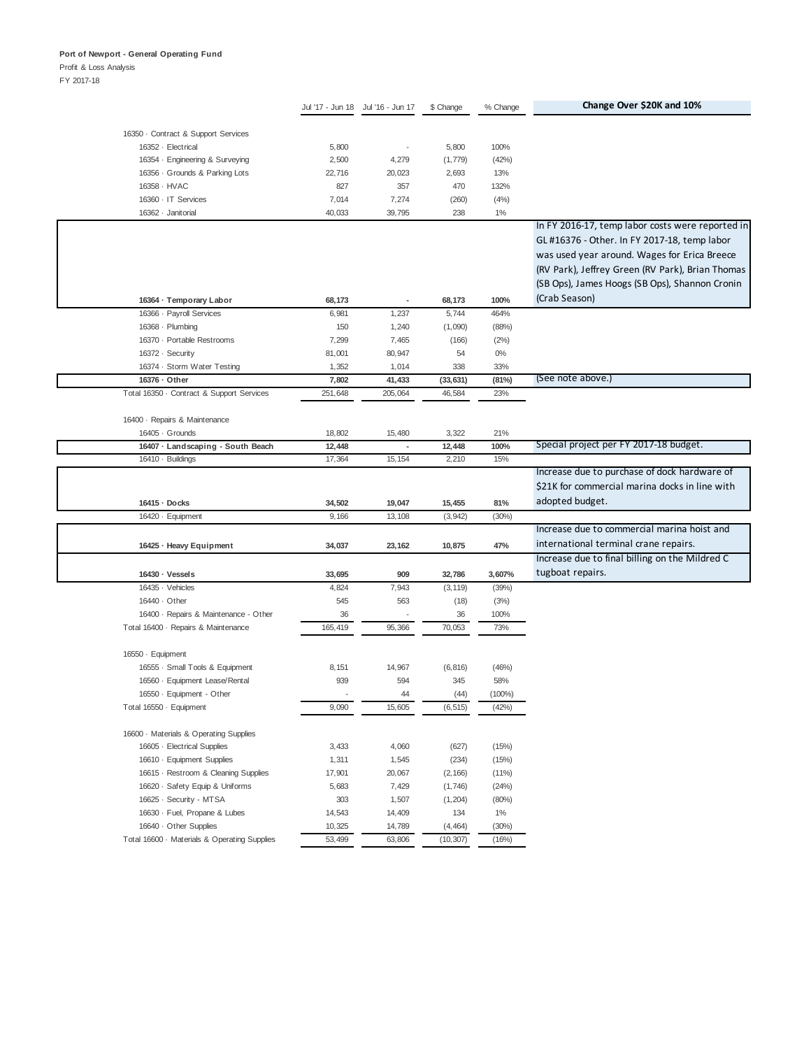**Port of Newport - General Operating Fund**
Profit & Loss Analysis
FY 2017-18

| | Jul '17 - Jun 18 | Jul '16 - Jun 17 | $ Change | % Change | Change Over $20K and 10% |
|---|---|---|---|---|---|
| 16350 · Contract & Support Services | | | | | |
| 16352 · Electrical | 5,800 | - | 5,800 | 100% | |
| 16354 · Engineering & Surveying | 2,500 | 4,279 | (1,779) | (42%) | |
| 16356 · Grounds & Parking Lots | 22,716 | 20,023 | 2,693 | 13% | |
| 16358 · HVAC | 827 | 357 | 470 | 132% | |
| 16360 · IT Services | 7,014 | 7,274 | (260) | (4%) | |
| 16362 · Janitorial | 40,033 | 39,795 | 238 | 1% | |
| **16364 · Temporary Labor** | **68,173** | **-** | **68,173** | **100%** | In FY 2016-17, temp labor costs were reported in GL #16376 - Other. In FY 2017-18, temp labor was used year around. Wages for Erica Breece (RV Park), Jeffrey Green (RV Park), Brian Thomas (SB Ops), James Hoogs (SB Ops), Shannon Cronin (Crab Season) |
| 16366 · Payroll Services | 6,981 | 1,237 | 5,744 | 464% | |
| 16368 · Plumbing | 150 | 1,240 | (1,090) | (88%) | |
| 16370 · Portable Restrooms | 7,299 | 7,465 | (166) | (2%) | |
| 16372 · Security | 81,001 | 80,947 | 54 | 0% | |
| 16374 · Storm Water Testing | 1,352 | 1,014 | 338 | 33% | |
| **16376 · Other** | **7,802** | **41,433** | **(33,631)** | **(81%)** | (See note above.) |
| Total 16350 · Contract & Support Services | 251,648 | 205,064 | 46,584 | 23% | |
| 16400 · Repairs & Maintenance | | | | | |
| 16405 · Grounds | 18,802 | 15,480 | 3,322 | 21% | |
| **16407 · Landscaping - South Beach** | **12,448** | **-** | **12,448** | **100%** | Special project per FY 2017-18 budget. |
| 16410 · Buildings | 17,364 | 15,154 | 2,210 | 15% | |
| **16415 · Docks** | **34,502** | **19,047** | **15,455** | **81%** | Increase due to purchase of dock hardware of $21K for commercial marina docks in line with adopted budget. |
| 16420 · Equipment | 9,166 | 13,108 | (3,942) | (30%) | |
| **16425 · Heavy Equipment** | **34,037** | **23,162** | **10,875** | **47%** | Increase due to commercial marina hoist and international terminal crane repairs. |
| **16430 · Vessels** | **33,695** | **909** | **32,786** | **3,607%** | Increase due to final billing on the Mildred C tugboat repairs. |
| 16435 · Vehicles | 4,824 | 7,943 | (3,119) | (39%) | |
| 16440 · Other | 545 | 563 | (18) | (3%) | |
| 16400 · Repairs & Maintenance - Other | 36 | - | 36 | 100% | |
| Total 16400 · Repairs & Maintenance | 165,419 | 95,366 | 70,053 | 73% | |
| 16550 · Equipment | | | | | |
| 16555 · Small Tools & Equipment | 8,151 | 14,967 | (6,816) | (46%) | |
| 16560 · Equipment Lease/Rental | 939 | 594 | 345 | 58% | |
| 16550 · Equipment - Other | - | 44 | (44) | (100%) | |
| Total 16550 · Equipment | 9,090 | 15,605 | (6,515) | (42%) | |
| 16600 · Materials & Operating Supplies | | | | | |
| 16605 · Electrical Supplies | 3,433 | 4,060 | (627) | (15%) | |
| 16610 · Equipment Supplies | 1,311 | 1,545 | (234) | (15%) | |
| 16615 · Restroom & Cleaning Supplies | 17,901 | 20,067 | (2,166) | (11%) | |
| 16620 · Safety Equip & Uniforms | 5,683 | 7,429 | (1,746) | (24%) | |
| 16625 · Security - MTSA | 303 | 1,507 | (1,204) | (80%) | |
| 16630 · Fuel, Propane & Lubes | 14,543 | 14,409 | 134 | 1% | |
| 16640 · Other Supplies | 10,325 | 14,789 | (4,464) | (30%) | |
| Total 16600 · Materials & Operating Supplies | 53,499 | 63,806 | (10,307) | (16%) | |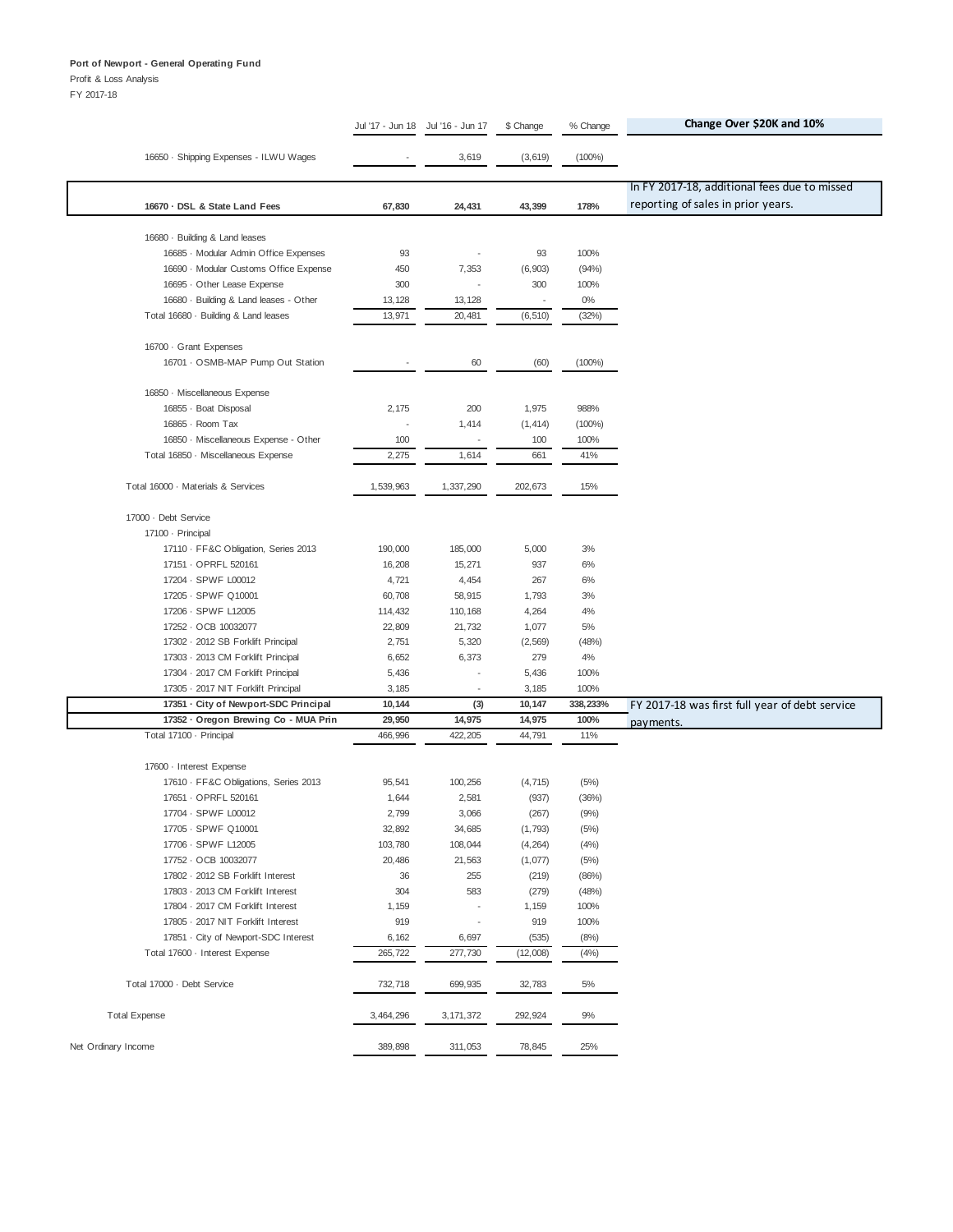**Port of Newport - General Operating Fund**

Profit & Loss Analysis

FY 2017-18

| | Jul '17 - Jun 18 | Jul '16 - Jun 17 | $ Change | % Change | Change Over $20K and 10% |
|---|---|---|---|---|---|
| 16650 · Shipping Expenses - ILWU Wages | - | 3,619 | (3,619) | (100%) | |
| **16670 · DSL & State Land Fees** | **67,830** | **24,431** | **43,399** | **178%** | In FY 2017-18, additional fees due to missed reporting of sales in prior years. |
| 16680 · Building & Land leases | | | | | |
| 16685 · Modular Admin Office Expenses | 93 | - | 93 | 100% | |
| 16690 · Modular Customs Office Expense | 450 | 7,353 | (6,903) | (94%) | |
| 16695 · Other Lease Expense | 300 | - | 300 | 100% | |
| 16680 · Building & Land leases - Other | 13,128 | 13,128 | - | 0% | |
| Total 16680 · Building & Land leases | 13,971 | 20,481 | (6,510) | (32%) | |
| 16700 · Grant Expenses | | | | | |
| 16701 · OSMB-MAP Pump Out Station | - | 60 | (60) | (100%) | |
| 16850 · Miscellaneous Expense | | | | | |
| 16855 · Boat Disposal | 2,175 | 200 | 1,975 | 988% | |
| 16865 · Room Tax | - | 1,414 | (1,414) | (100%) | |
| 16850 · Miscellaneous Expense - Other | 100 | - | 100 | 100% | |
| Total 16850 · Miscellaneous Expense | 2,275 | 1,614 | 661 | 41% | |
| Total 16000 · Materials & Services | 1,539,963 | 1,337,290 | 202,673 | 15% | |
| 17000 · Debt Service | | | | | |
| 17100 · Principal | | | | | |
| 17110 · FF&C Obligation, Series 2013 | 190,000 | 185,000 | 5,000 | 3% | |
| 17151 · OPRFL 520161 | 16,208 | 15,271 | 937 | 6% | |
| 17204 · SPWF L00012 | 4,721 | 4,454 | 267 | 6% | |
| 17205 · SPWF Q10001 | 60,708 | 58,915 | 1,793 | 3% | |
| 17206 · SPWF L12005 | 114,432 | 110,168 | 4,264 | 4% | |
| 17252 · OCB 10032077 | 22,809 | 21,732 | 1,077 | 5% | |
| 17302 · 2012 SB Forklift Principal | 2,751 | 5,320 | (2,569) | (48%) | |
| 17303 · 2013 CM Forklift Principal | 6,652 | 6,373 | 279 | 4% | |
| 17304 · 2017 CM Forklift Principal | 5,436 | - | 5,436 | 100% | |
| 17305 · 2017 NIT Forklift Principal | 3,185 | - | 3,185 | 100% | |
| **17351 · City of Newport-SDC Principal** | **10,144** | **(3)** | **10,147** | **338,233%** | FY 2017-18 was first full year of debt service payments. |
| **17352 · Oregon Brewing Co - MUA Prin** | **29,950** | **14,975** | **14,975** | **100%** | |
| Total 17100 · Principal | 466,996 | 422,205 | 44,791 | 11% | |
| 17600 · Interest Expense | | | | | |
| 17610 · FF&C Obligations, Series 2013 | 95,541 | 100,256 | (4,715) | (5%) | |
| 17651 · OPRFL 520161 | 1,644 | 2,581 | (937) | (36%) | |
| 17704 · SPWF L00012 | 2,799 | 3,066 | (267) | (9%) | |
| 17705 · SPWF Q10001 | 32,892 | 34,685 | (1,793) | (5%) | |
| 17706 · SPWF L12005 | 103,780 | 108,044 | (4,264) | (4%) | |
| 17752 · OCB 10032077 | 20,486 | 21,563 | (1,077) | (5%) | |
| 17802 · 2012 SB Forklift Interest | 36 | 255 | (219) | (86%) | |
| 17803 · 2013 CM Forklift Interest | 304 | 583 | (279) | (48%) | |
| 17804 · 2017 CM Forklift Interest | 1,159 | - | 1,159 | 100% | |
| 17805 · 2017 NIT Forklift Interest | 919 | - | 919 | 100% | |
| 17851 · City of Newport-SDC Interest | 6,162 | 6,697 | (535) | (8%) | |
| Total 17600 · Interest Expense | 265,722 | 277,730 | (12,008) | (4%) | |
| Total 17000 · Debt Service | 732,718 | 699,935 | 32,783 | 5% | |
| Total Expense | 3,464,296 | 3,171,372 | 292,924 | 9% | |
| Net Ordinary Income | 389,898 | 311,053 | 78,845 | 25% | |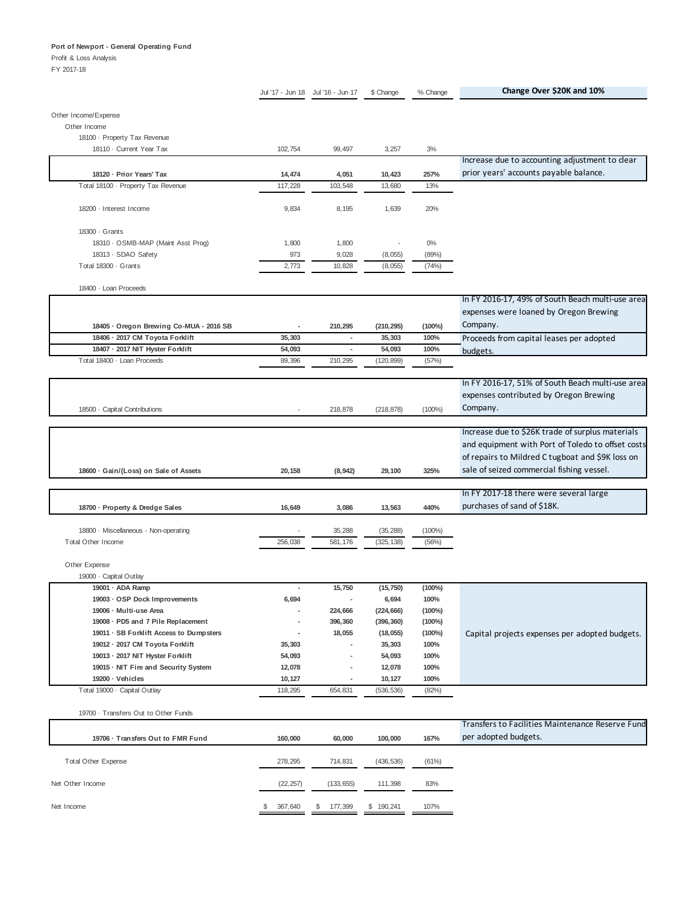**Port of Newport - General Operating Fund**

Profit & Loss Analysis

FY 2017-18

| | Jul '17 - Jun 18 | Jul '16 - Jun 17 | $ Change | % Change | Change Over $20K and 10% |
|---|---|---|---|---|---|
| Other Income/Expense | | | | | |
| Other Income | | | | | |
| 18100 · Property Tax Revenue | | | | | |
| 18110 · Current Year Tax | 102,754 | 99,497 | 3,257 | 3% | |
| **18120 · Prior Years' Tax** | **14,474** | **4,051** | **10,423** | **257%** | Increase due to accounting adjustment to clear prior years' accounts payable balance. |
| Total 18100 · Property Tax Revenue | 117,228 | 103,548 | 13,680 | 13% | |
| 18200 · Interest Income | 9,834 | 8,195 | 1,639 | 20% | |
| 18300 · Grants | | | | | |
| 18310 · OSMB-MAP (Maint Asst Prog) | 1,800 | 1,800 | - | 0% | |
| 18313 · SDAO Safety | 973 | 9,028 | (8,055) | (89%) | |
| Total 18300 · Grants | 2,773 | 10,828 | (8,055) | (74%) | |
| 18400 · Loan Proceeds | | | | | |
| **18405 · Oregon Brewing Co-MUA - 2016 SB** | **-** | **210,295** | **(210,295)** | **(100%)** | In FY 2016-17, 49% of South Beach multi-use area expenses were loaned by Oregon Brewing Company. |
| **18406 · 2017 CM Toyota Forklift** | **35,303** | **-** | **35,303** | **100%** | Proceeds from capital leases per adopted budgets. |
| **18407 · 2017 NIT Hyster Forklift** | **54,093** | **-** | **54,093** | **100%** | |
| Total 18400 · Loan Proceeds | 89,396 | 210,295 | (120,899) | (57%) | |
| 18500 · Capital Contributions | - | 218,878 | (218,878) | (100%) | In FY 2016-17, 51% of South Beach multi-use area expenses contributed by Oregon Brewing Company. |
| **18600 · Gain/(Loss) on Sale of Assets** | **20,158** | **(8,942)** | **29,100** | **325%** | Increase due to $26K trade of surplus materials and equipment with Port of Toledo to offset costs of repairs to Mildred C tugboat and $9K loss on sale of seized commercial fishing vessel. |
| **18700 · Property & Dredge Sales** | **16,649** | **3,086** | **13,563** | **440%** | In FY 2017-18 there were several large purchases of sand of $18K. |
| 18800 · Miscellaneous - Non-operating | - | 35,288 | (35,288) | (100%) | |
| Total Other Income | 256,038 | 581,176 | (325,138) | (56%) | |
| Other Expense | | | | | |
| 19000 · Capital Outlay | | | | | |
| **19001 · ADA Ramp** | **-** | **15,750** | **(15,750)** | **(100%)** | Capital projects expenses per adopted budgets. |
| **19003 · OSP Dock Improvements** | **6,694** | **-** | **6,694** | **100%** | |
| **19006 · Multi-use Area** | **-** | **224,666** | **(224,666)** | **(100%)** | |
| **19008 · PD5 and 7 Pile Replacement** | **-** | **396,360** | **(396,360)** | **(100%)** | |
| **19011 · SB Forklift Access to Dumpsters** | **-** | **18,055** | **(18,055)** | **(100%)** | |
| **19012 · 2017 CM Toyota Forklift** | **35,303** | **-** | **35,303** | **100%** | |
| **19013 · 2017 NIT Hyster Forklift** | **54,093** | **-** | **54,093** | **100%** | |
| **19015 · NIT Fire and Security System** | **12,078** | **-** | **12,078** | **100%** | |
| **19200 · Vehicles** | **10,127** | **-** | **10,127** | **100%** | |
| Total 19000 · Capital Outlay | 118,295 | 654,831 | (536,536) | (82%) | |
| 19700 · Transfers Out to Other Funds | | | | | |
| **19706 · Transfers Out to FMR Fund** | **160,000** | **60,000** | **100,000** | **167%** | Transfers to Facilities Maintenance Reserve Fund per adopted budgets. |
| Total Other Expense | 278,295 | 714,831 | (436,536) | (61%) | |
| Net Other Income | (22,257) | (133,655) | 111,398 | 83% | |
| Net Income | $ 367,640 | $ 177,399 | $ 190,241 | 107% | |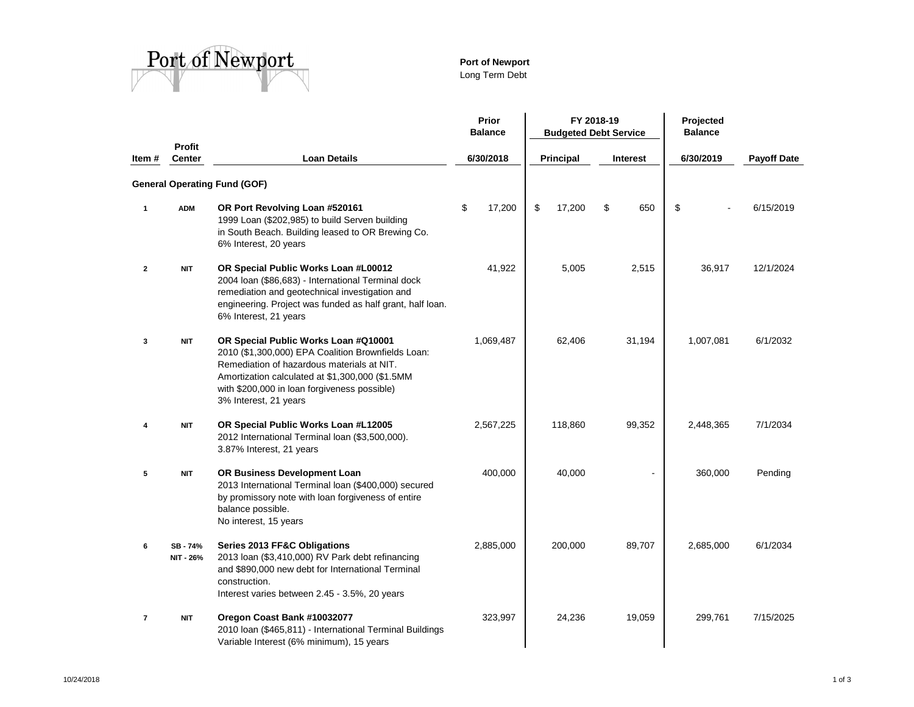**Port of Newport**
Long Term Debt

| Item # | Profit Center | Loan Details | Prior Balance 6/30/2018 | FY 2018-19 Budgeted Debt Service Principal | Interest | Projected Balance 6/30/2019 | Payoff Date |
|---|---|---|---|---|---|---|---|
| **General Operating Fund (GOF)** | | | | | | | |
| 1 | ADM | **OR Port Revolving Loan #520161** 1999 Loan ($202,985) to build Serven building in South Beach. Building leased to OR Brewing Co. 6% Interest, 20 years | $ 17,200 | $ 17,200 | $ 650 | $ - | 6/15/2019 |
| 2 | NIT | **OR Special Public Works Loan #L00012** 2004 loan ($86,683) - International Terminal dock remediation and geotechnical investigation and engineering. Project was funded as half grant, half loan. 6% Interest, 21 years | 41,922 | 5,005 | 2,515 | 36,917 | 12/1/2024 |
| 3 | NIT | **OR Special Public Works Loan #Q10001** 2010 ($1,300,000) EPA Coalition Brownfields Loan: Remediation of hazardous materials at NIT. Amortization calculated at $1,300,000 ($1.5MM with $200,000 in loan forgiveness possible) 3% Interest, 21 years | 1,069,487 | 62,406 | 31,194 | 1,007,081 | 6/1/2032 |
| 4 | NIT | **OR Special Public Works Loan #L12005** 2012 International Terminal loan ($3,500,000). 3.87% Interest, 21 years | 2,567,225 | 118,860 | 99,352 | 2,448,365 | 7/1/2034 |
| 5 | NIT | **OR Business Development Loan** 2013 International Terminal loan ($400,000) secured by promissory note with loan forgiveness of entire balance possible. No interest, 15 years | 400,000 | 40,000 | - | 360,000 | Pending |
| 6 | SB - 74% NIT - 26% | **Series 2013 FF&C Obligations** 2013 loan ($3,410,000) RV Park debt refinancing and $890,000 new debt for International Terminal construction. Interest varies between 2.45 - 3.5%, 20 years | 2,885,000 | 200,000 | 89,707 | 2,685,000 | 6/1/2034 |
| 7 | NIT | **Oregon Coast Bank #10032077** 2010 loan ($465,811) - International Terminal Buildings Variable Interest (6% minimum), 15 years | 323,997 | 24,236 | 19,059 | 299,761 | 7/15/2025 |

10/24/2018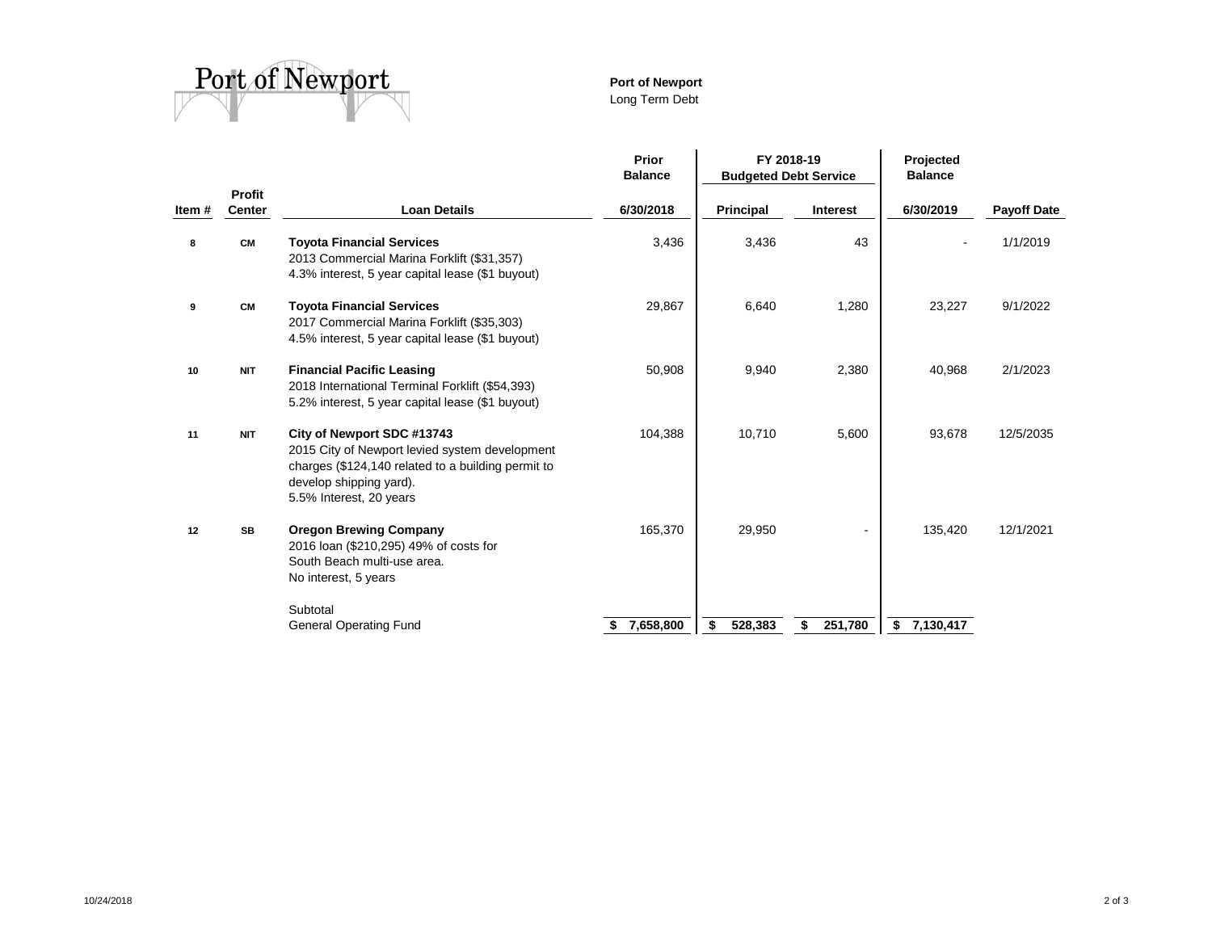**Port of Newport**
Long Term Debt

| Item # | Profit Center | Loan Details | Prior Balance 6/30/2018 | FY 2018-19 Budgeted Debt Service Principal | FY 2018-19 Budgeted Debt Service Interest | Projected Balance 6/30/2019 | Payoff Date |
|---|---|---|---|---|---|---|---|
| 8 | CM | **Toyota Financial Services** 2013 Commercial Marina Forklift ($31,357) 4.3% interest, 5 year capital lease ($1 buyout) | 3,436 | 3,436 | 43 | - | 1/1/2019 |
| 9 | CM | **Toyota Financial Services** 2017 Commercial Marina Forklift ($35,303) 4.5% interest, 5 year capital lease ($1 buyout) | 29,867 | 6,640 | 1,280 | 23,227 | 9/1/2022 |
| 10 | NIT | **Financial Pacific Leasing** 2018 International Terminal Forklift ($54,393) 5.2% interest, 5 year capital lease ($1 buyout) | 50,908 | 9,940 | 2,380 | 40,968 | 2/1/2023 |
| 11 | NIT | **City of Newport SDC #13743** 2015 City of Newport levied system development charges ($124,140 related to a building permit to develop shipping yard). 5.5% Interest, 20 years | 104,388 | 10,710 | 5,600 | 93,678 | 12/5/2035 |
| 12 | SB | **Oregon Brewing Company** 2016 loan ($210,295) 49% of costs for South Beach multi-use area. No interest, 5 years | 165,370 | 29,950 | - | 135,420 | 12/1/2021 |
| | | Subtotal General Operating Fund | $ 7,658,800 | $ 528,383 | $ 251,780 | $ 7,130,417 | |

10/24/2018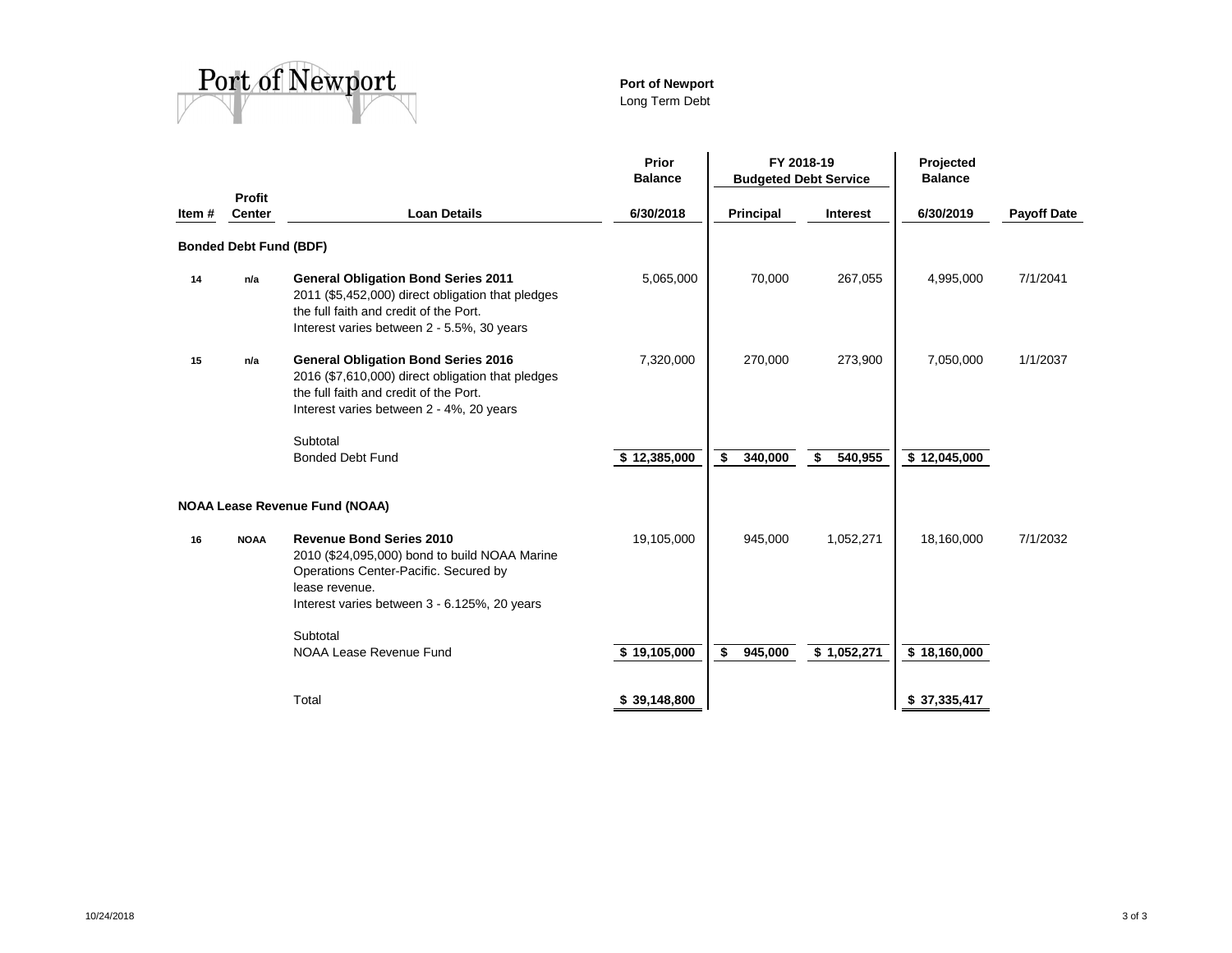Port of Newport

**Port of Newport**
Long Term Debt

| Item # | Profit Center | Loan Details | Prior Balance 6/30/2018 | FY 2018-19 Budgeted Debt Service Principal | Interest | Projected Balance 6/30/2019 | Payoff Date |
|---|---|---|---|---|---|---|---|
| **Bonded Debt Fund (BDF)** | | | | | | | |
| **14** | **n/a** | **General Obligation Bond Series 2011** 2011 ($5,452,000) direct obligation that pledges the full faith and credit of the Port. Interest varies between 2 - 5.5%, 30 years | 5,065,000 | 70,000 | 267,055 | 4,995,000 | 7/1/2041 |
| **15** | **n/a** | **General Obligation Bond Series 2016** 2016 ($7,610,000) direct obligation that pledges the full faith and credit of the Port. Interest varies between 2 - 4%, 20 years | 7,320,000 | 270,000 | 273,900 | 7,050,000 | 1/1/2037 |
| | | Subtotal Bonded Debt Fund | **$ 12,385,000** | **$ 340,000** | **$ 540,955** | **$ 12,045,000** | |
| **NOAA Lease Revenue Fund (NOAA)** | | | | | | | |
| **16** | **NOAA** | **Revenue Bond Series 2010** 2010 ($24,095,000) bond to build NOAA Marine Operations Center-Pacific. Secured by lease revenue. Interest varies between 3 - 6.125%, 20 years | 19,105,000 | 945,000 | 1,052,271 | 18,160,000 | 7/1/2032 |
| | | Subtotal NOAA Lease Revenue Fund | **$ 19,105,000** | **$ 945,000** | **$ 1,052,271** | **$ 18,160,000** | |
| | | Total | **$ 39,148,800** | | | **$ 37,335,417** | |

10/24/2018